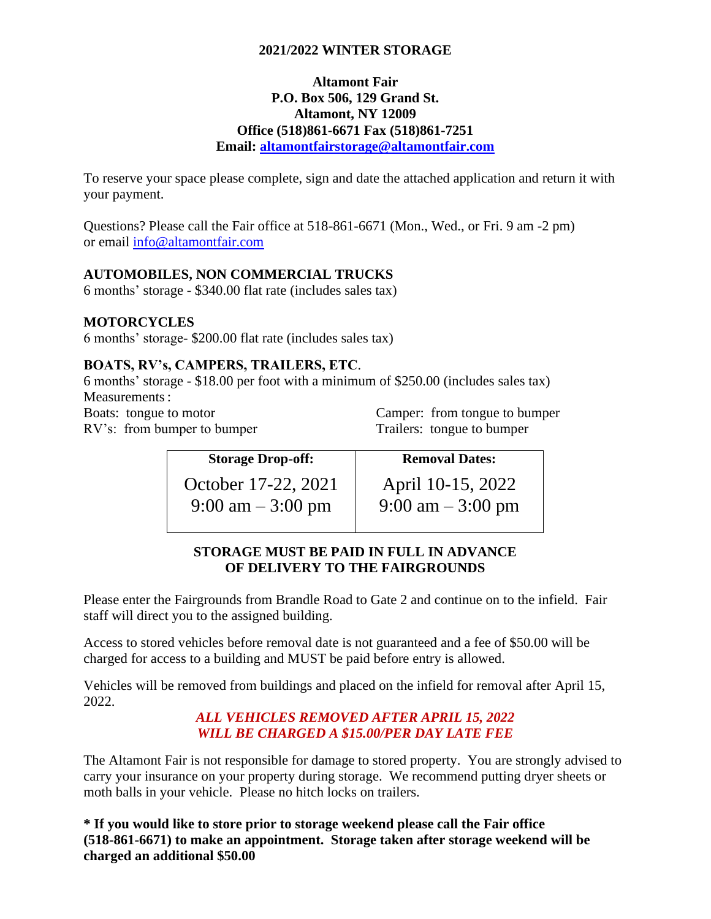# 2021/2022 WINTER STORAGE

**Altamont Fair**
**P.O. Box 506, 129 Grand St.**
**Altamont, NY 12009**
**Office (518)861-6671 Fax (518)861-7251**
**Email: altamontfairstorage@altamontfair.com**

To reserve your space please complete, sign and date the attached application and return it with your payment.

Questions? Please call the Fair office at 518-861-6671 (Mon., Wed., or Fri. 9 am -2 pm) or email info@altamontfair.com

**AUTOMOBILES, NON COMMERCIAL TRUCKS**
6 months' storage - $340.00 flat rate (includes sales tax)

**MOTORCYCLES**
6 months' storage- $200.00 flat rate (includes sales tax)

**BOATS, RV's, CAMPERS, TRAILERS, ETC**.
6 months' storage - $18.00 per foot with a minimum of $250.00 (includes sales tax)
Measurements :
Boats: tongue to motor
RV's: from bumper to bumper
Camper: from tongue to bumper
Trailers: tongue to bumper

| Storage Drop-off: | Removal Dates: |
|---|---|
| October 17-22, 2021<br>9:00 am – 3:00 pm | April 10-15, 2022<br>9:00 am – 3:00 pm |

**STORAGE MUST BE PAID IN FULL IN ADVANCE OF DELIVERY TO THE FAIRGROUNDS**

Please enter the Fairgrounds from Brandle Road to Gate 2 and continue on to the infield. Fair staff will direct you to the assigned building.

Access to stored vehicles before removal date is not guaranteed and a fee of $50.00 will be charged for access to a building and MUST be paid before entry is allowed.

Vehicles will be removed from buildings and placed on the infield for removal after April 15, 2022.

***ALL VEHICLES REMOVED AFTER APRIL 15, 2022 WILL BE CHARGED A $15.00/PER DAY LATE FEE***

The Altamont Fair is not responsible for damage to stored property. You are strongly advised to carry your insurance on your property during storage. We recommend putting dryer sheets or moth balls in your vehicle. Please no hitch locks on trailers.

**\* If you would like to store prior to storage weekend please call the Fair office (518-861-6671) to make an appointment. Storage taken after storage weekend will be charged an additional $50.00**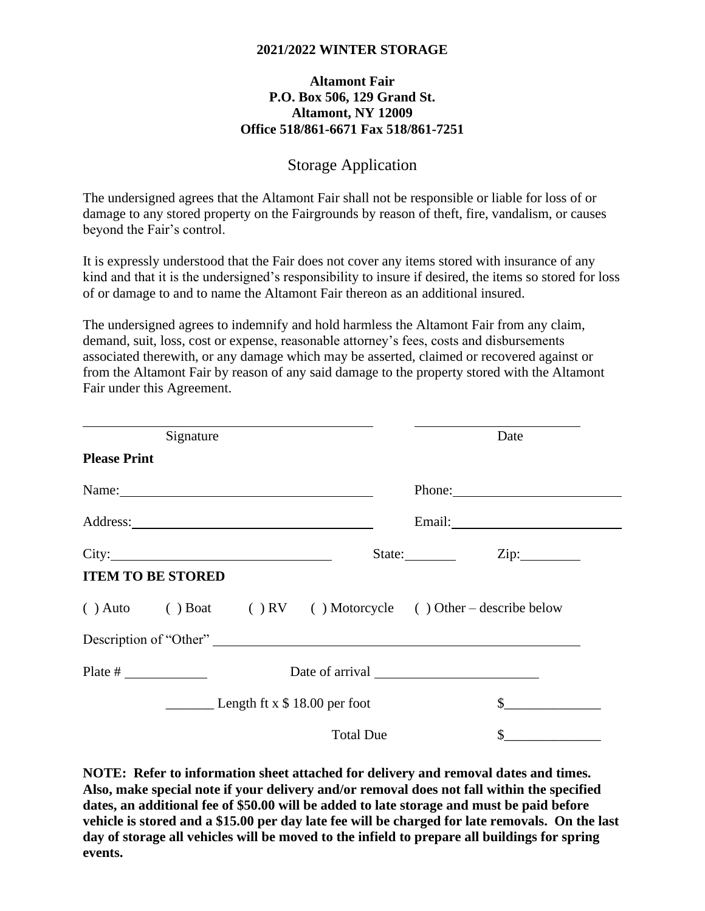**2021/2022 WINTER STORAGE**

**Altamont Fair**
**P.O. Box 506, 129 Grand St.**
**Altamont, NY 12009**
**Office 518/861-6671 Fax 518/861-7251**

## Storage Application

The undersigned agrees that the Altamont Fair shall not be responsible or liable for loss of or damage to any stored property on the Fairgrounds by reason of theft, fire, vandalism, or causes beyond the Fair's control.

It is expressly understood that the Fair does not cover any items stored with insurance of any kind and that it is the undersigned's responsibility to insure if desired, the items so stored for loss of or damage to and to name the Altamont Fair thereon as an additional insured.

The undersigned agrees to indemnify and hold harmless the Altamont Fair from any claim, demand, suit, loss, cost or expense, reasonable attorney's fees, costs and disbursements associated therewith, or any damage which may be asserted, claimed or recovered against or from the Altamont Fair by reason of any said damage to the property stored with the Altamont Fair under this Agreement.

_______________________________ Signature          __________________ Date

**Please Print**

Name: ______________________________          Phone: ____________________

Address: ____________________________          Email: ____________________

City: _________________________     State: _______     Zip: ________

**ITEM TO BE STORED**

( ) Auto     ( ) Boat     ( ) RV     ( ) Motorcycle     ( ) Other – describe below

Description of "Other" ______________________________________________

Plate # __________          Date of arrival ____________________

_______ Length ft x $ 18.00 per foot          $_____________

Total Due          $_____________

**NOTE: Refer to information sheet attached for delivery and removal dates and times. Also, make special note if your delivery and/or removal does not fall within the specified dates, an additional fee of $50.00 will be added to late storage and must be paid before vehicle is stored and a $15.00 per day late fee will be charged for late removals. On the last day of storage all vehicles will be moved to the infield to prepare all buildings for spring events.**